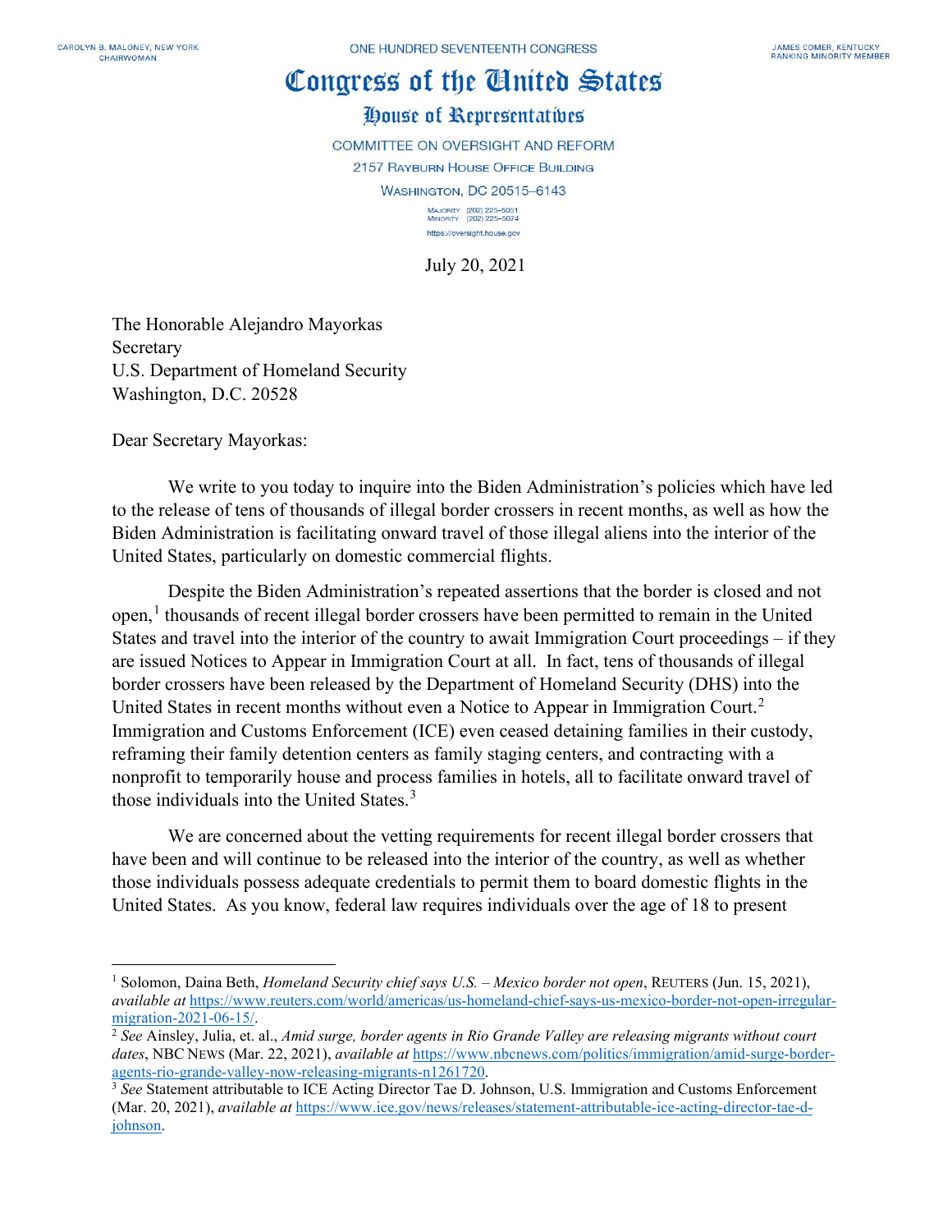CAROLYN B. MALONEY, NEW YORK
CHAIRWOMAN

ONE HUNDRED SEVENTEENTH CONGRESS

JAMES COMER, KENTUCKY
RANKING MINORITY MEMBER

# Congress of the United States

## House of Representatives

COMMITTEE ON OVERSIGHT AND REFORM
2157 RAYBURN HOUSE OFFICE BUILDING
WASHINGTON, DC 20515–6143

MAJORITY (202) 225–5051
MINORITY (202) 225–5074

https://oversight.house.gov

July 20, 2021

The Honorable Alejandro Mayorkas
Secretary
U.S. Department of Homeland Security
Washington, D.C. 20528

Dear Secretary Mayorkas:

We write to you today to inquire into the Biden Administration's policies which have led to the release of tens of thousands of illegal border crossers in recent months, as well as how the Biden Administration is facilitating onward travel of those illegal aliens into the interior of the United States, particularly on domestic commercial flights.

Despite the Biden Administration's repeated assertions that the border is closed and not open,[1] thousands of recent illegal border crossers have been permitted to remain in the United States and travel into the interior of the country to await Immigration Court proceedings – if they are issued Notices to Appear in Immigration Court at all. In fact, tens of thousands of illegal border crossers have been released by the Department of Homeland Security (DHS) into the United States in recent months without even a Notice to Appear in Immigration Court.[2] Immigration and Customs Enforcement (ICE) even ceased detaining families in their custody, reframing their family detention centers as family staging centers, and contracting with a nonprofit to temporarily house and process families in hotels, all to facilitate onward travel of those individuals into the United States.[3]

We are concerned about the vetting requirements for recent illegal border crossers that have been and will continue to be released into the interior of the country, as well as whether those individuals possess adequate credentials to permit them to board domestic flights in the United States. As you know, federal law requires individuals over the age of 18 to present

---

[1] Solomon, Daina Beth, *Homeland Security chief says U.S. – Mexico border not open*, REUTERS (Jun. 15, 2021), *available at* https://www.reuters.com/world/americas/us-homeland-chief-says-us-mexico-border-not-open-irregular-migration-2021-06-15/.

[2] *See* Ainsley, Julia, et. al., *Amid surge, border agents in Rio Grande Valley are releasing migrants without court dates*, NBC NEWS (Mar. 22, 2021), *available at* https://www.nbcnews.com/politics/immigration/amid-surge-border-agents-rio-grande-valley-now-releasing-migrants-n1261720.

[3] *See* Statement attributable to ICE Acting Director Tae D. Johnson, U.S. Immigration and Customs Enforcement (Mar. 20, 2021), *available at* https://www.ice.gov/news/releases/statement-attributable-ice-acting-director-tae-d-johnson.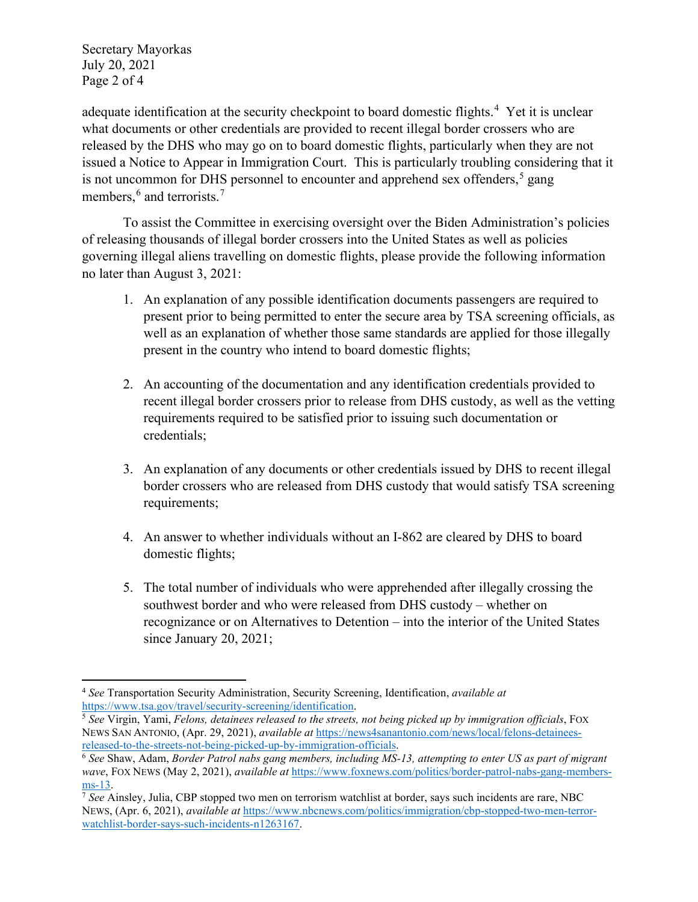adequate identification at the security checkpoint to board domestic flights.[4] Yet it is unclear what documents or other credentials are provided to recent illegal border crossers who are released by the DHS who may go on to board domestic flights, particularly when they are not issued a Notice to Appear in Immigration Court. This is particularly troubling considering that it is not uncommon for DHS personnel to encounter and apprehend sex offenders,[5] gang members,[6] and terrorists.[7]

To assist the Committee in exercising oversight over the Biden Administration's policies of releasing thousands of illegal border crossers into the United States as well as policies governing illegal aliens travelling on domestic flights, please provide the following information no later than August 3, 2021:

1. An explanation of any possible identification documents passengers are required to present prior to being permitted to enter the secure area by TSA screening officials, as well as an explanation of whether those same standards are applied for those illegally present in the country who intend to board domestic flights;

2. An accounting of the documentation and any identification credentials provided to recent illegal border crossers prior to release from DHS custody, as well as the vetting requirements required to be satisfied prior to issuing such documentation or credentials;

3. An explanation of any documents or other credentials issued by DHS to recent illegal border crossers who are released from DHS custody that would satisfy TSA screening requirements;

4. An answer to whether individuals without an I-862 are cleared by DHS to board domestic flights;

5. The total number of individuals who were apprehended after illegally crossing the southwest border and who were released from DHS custody – whether on recognizance or on Alternatives to Detention – into the interior of the United States since January 20, 2021;

---

[4] *See* Transportation Security Administration, Security Screening, Identification, *available at* https://www.tsa.gov/travel/security-screening/identification.

[5] *See* Virgin, Yami, *Felons, detainees released to the streets, not being picked up by immigration officials*, FOX NEWS SAN ANTONIO, (Apr. 29, 2021), *available at* https://news4sanantonio.com/news/local/felons-detainees-released-to-the-streets-not-being-picked-up-by-immigration-officials.

[6] *See* Shaw, Adam, *Border Patrol nabs gang members, including MS-13, attempting to enter US as part of migrant wave*, FOX NEWS (May 2, 2021), *available at* https://www.foxnews.com/politics/border-patrol-nabs-gang-members-ms-13.

[7] *See* Ainsley, Julia, CBP stopped two men on terrorism watchlist at border, says such incidents are rare, NBC NEWS, (Apr. 6, 2021), *available at* https://www.nbcnews.com/politics/immigration/cbp-stopped-two-men-terror-watchlist-border-says-such-incidents-n1263167.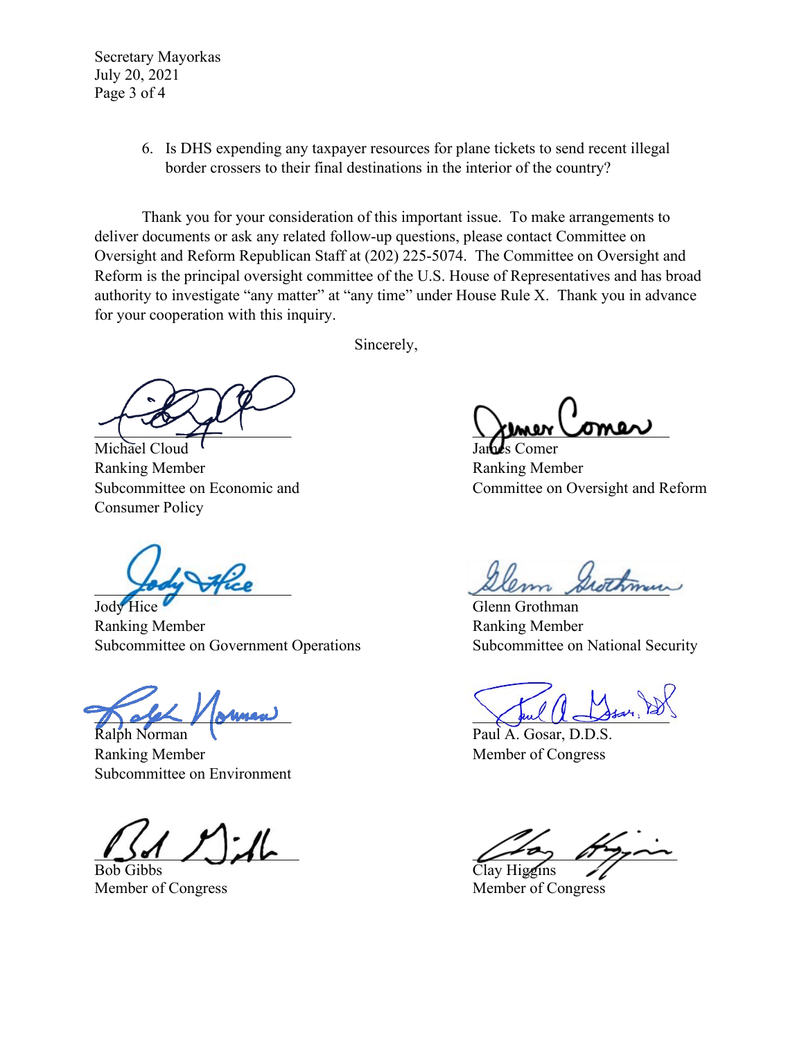6. Is DHS expending any taxpayer resources for plane tickets to send recent illegal border crossers to their final destinations in the interior of the country?

Thank you for your consideration of this important issue. To make arrangements to deliver documents or ask any related follow-up questions, please contact Committee on Oversight and Reform Republican Staff at (202) 225-5074. The Committee on Oversight and Reform is the principal oversight committee of the U.S. House of Representatives and has broad authority to investigate "any matter" at "any time" under House Rule X. Thank you in advance for your cooperation with this inquiry.

Sincerely,

Michael Cloud
Ranking Member
Subcommittee on Economic and Consumer Policy

James Comer
Ranking Member
Committee on Oversight and Reform

Jody Hice
Ranking Member
Subcommittee on Government Operations

Glenn Grothman
Ranking Member
Subcommittee on National Security

Ralph Norman
Ranking Member
Subcommittee on Environment

Paul A. Gosar, D.D.S.
Member of Congress

Bob Gibbs
Member of Congress

Clay Higgins
Member of Congress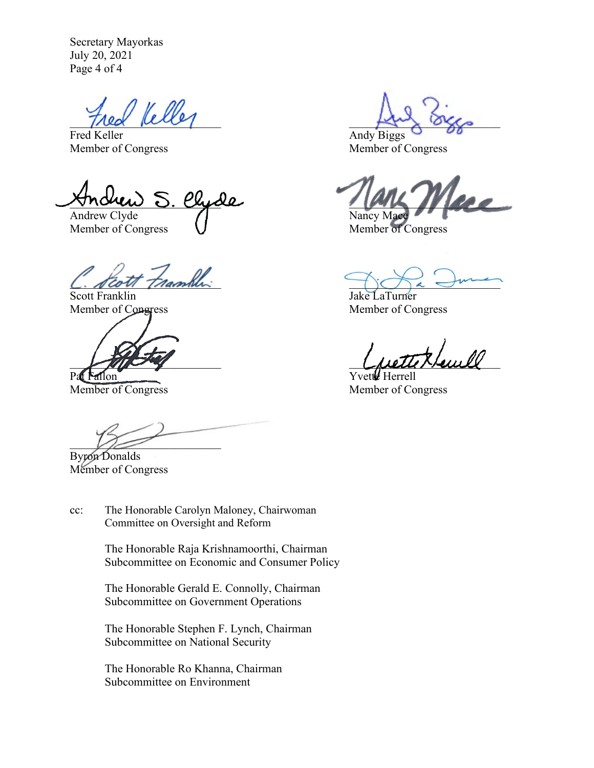Fred Keller
Member of Congress

Andy Biggs
Member of Congress

Andrew Clyde
Member of Congress

Nancy Mace
Member of Congress

Scott Franklin
Member of Congress

Jake LaTurner
Member of Congress

Pat Fallon
Member of Congress

Yvette Herrell
Member of Congress

Byron Donalds
Member of Congress

cc: The Honorable Carolyn Maloney, Chairwoman
Committee on Oversight and Reform

The Honorable Raja Krishnamoorthi, Chairman
Subcommittee on Economic and Consumer Policy

The Honorable Gerald E. Connolly, Chairman
Subcommittee on Government Operations

The Honorable Stephen F. Lynch, Chairman
Subcommittee on National Security

The Honorable Ro Khanna, Chairman
Subcommittee on Environment